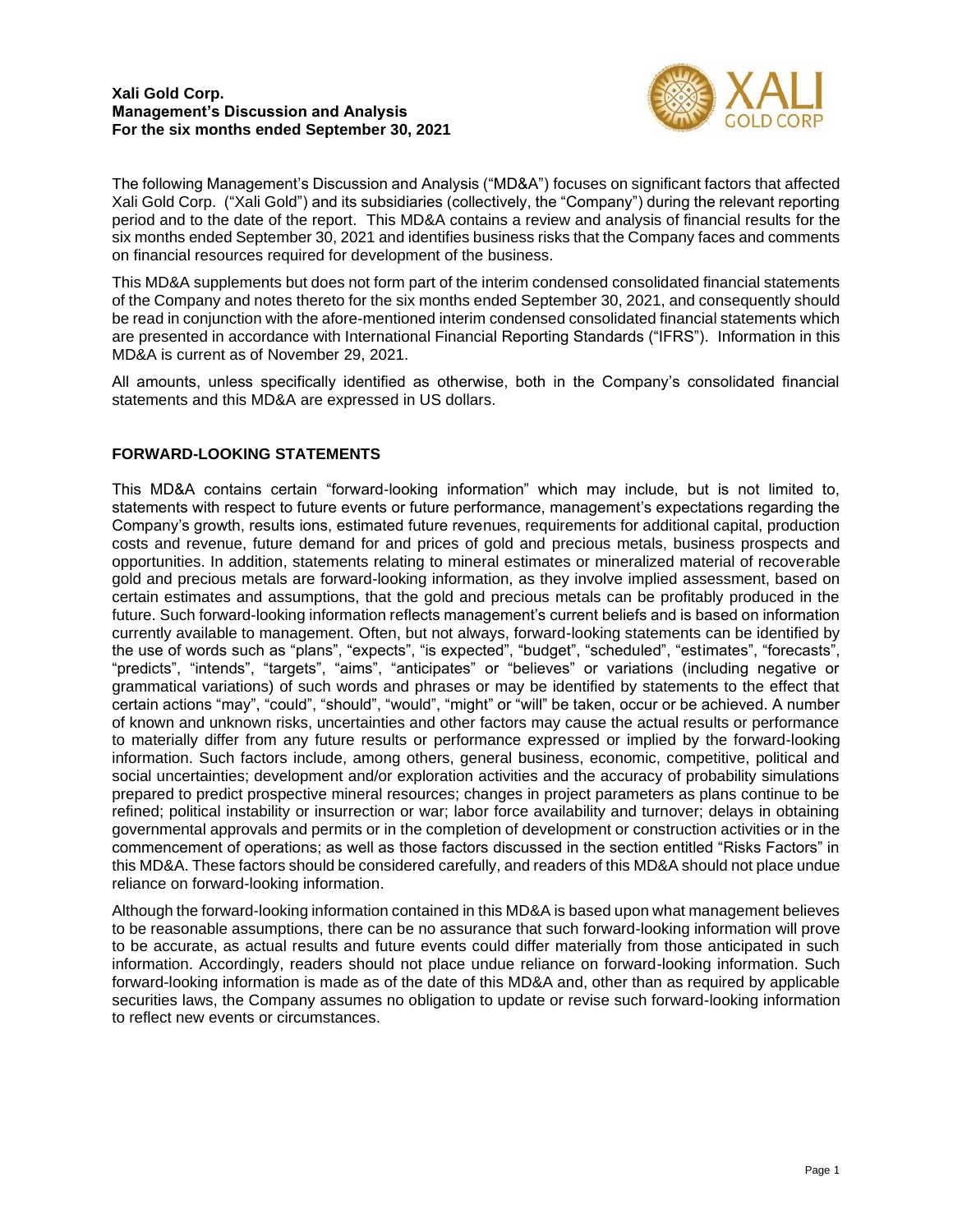**Xali Gold Corp.**
**Management's Discussion and Analysis**
**For the six months ended September 30, 2021**

The following Management's Discussion and Analysis ("MD&A") focuses on significant factors that affected Xali Gold Corp. ("Xali Gold") and its subsidiaries (collectively, the "Company") during the relevant reporting period and to the date of the report. This MD&A contains a review and analysis of financial results for the six months ended September 30, 2021 and identifies business risks that the Company faces and comments on financial resources required for development of the business.

This MD&A supplements but does not form part of the interim condensed consolidated financial statements of the Company and notes thereto for the six months ended September 30, 2021, and consequently should be read in conjunction with the afore-mentioned interim condensed consolidated financial statements which are presented in accordance with International Financial Reporting Standards ("IFRS"). Information in this MD&A is current as of November 29, 2021.

All amounts, unless specifically identified as otherwise, both in the Company's consolidated financial statements and this MD&A are expressed in US dollars.

## FORWARD-LOOKING STATEMENTS

This MD&A contains certain "forward-looking information" which may include, but is not limited to, statements with respect to future events or future performance, management's expectations regarding the Company's growth, results ions, estimated future revenues, requirements for additional capital, production costs and revenue, future demand for and prices of gold and precious metals, business prospects and opportunities. In addition, statements relating to mineral estimates or mineralized material of recoverable gold and precious metals are forward-looking information, as they involve implied assessment, based on certain estimates and assumptions, that the gold and precious metals can be profitably produced in the future. Such forward-looking information reflects management's current beliefs and is based on information currently available to management. Often, but not always, forward-looking statements can be identified by the use of words such as "plans", "expects", "is expected", "budget", "scheduled", "estimates", "forecasts", "predicts", "intends", "targets", "aims", "anticipates" or "believes" or variations (including negative or grammatical variations) of such words and phrases or may be identified by statements to the effect that certain actions "may", "could", "should", "would", "might" or "will" be taken, occur or be achieved. A number of known and unknown risks, uncertainties and other factors may cause the actual results or performance to materially differ from any future results or performance expressed or implied by the forward-looking information. Such factors include, among others, general business, economic, competitive, political and social uncertainties; development and/or exploration activities and the accuracy of probability simulations prepared to predict prospective mineral resources; changes in project parameters as plans continue to be refined; political instability or insurrection or war; labor force availability and turnover; delays in obtaining governmental approvals and permits or in the completion of development or construction activities or in the commencement of operations; as well as those factors discussed in the section entitled "Risks Factors" in this MD&A. These factors should be considered carefully, and readers of this MD&A should not place undue reliance on forward-looking information.

Although the forward-looking information contained in this MD&A is based upon what management believes to be reasonable assumptions, there can be no assurance that such forward-looking information will prove to be accurate, as actual results and future events could differ materially from those anticipated in such information. Accordingly, readers should not place undue reliance on forward-looking information. Such forward-looking information is made as of the date of this MD&A and, other than as required by applicable securities laws, the Company assumes no obligation to update or revise such forward-looking information to reflect new events or circumstances.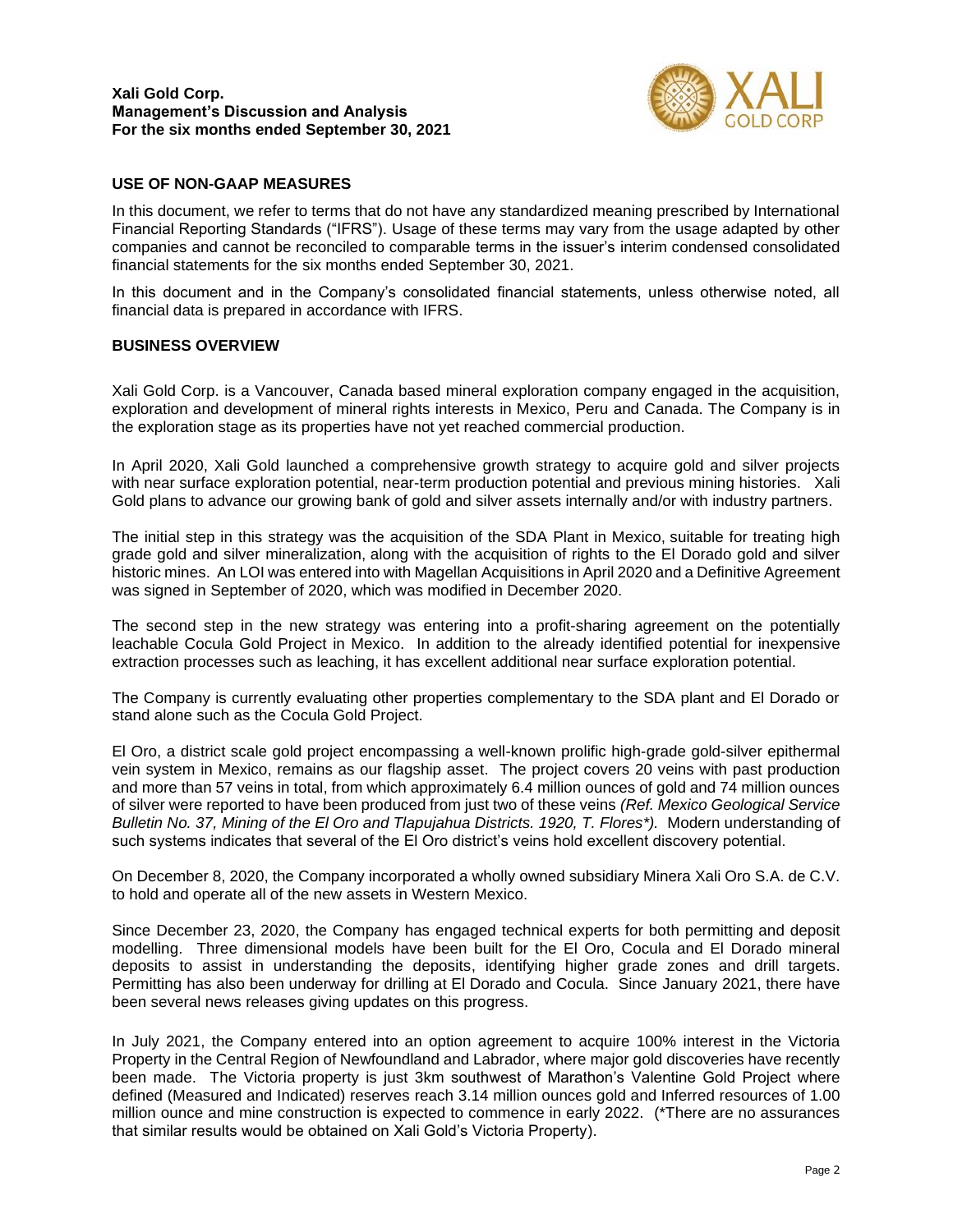## USE OF NON-GAAP MEASURES

In this document, we refer to terms that do not have any standardized meaning prescribed by International Financial Reporting Standards ("IFRS"). Usage of these terms may vary from the usage adapted by other companies and cannot be reconciled to comparable terms in the issuer's interim condensed consolidated financial statements for the six months ended September 30, 2021.

In this document and in the Company's consolidated financial statements, unless otherwise noted, all financial data is prepared in accordance with IFRS.

## BUSINESS OVERVIEW

Xali Gold Corp. is a Vancouver, Canada based mineral exploration company engaged in the acquisition, exploration and development of mineral rights interests in Mexico, Peru and Canada. The Company is in the exploration stage as its properties have not yet reached commercial production.

In April 2020, Xali Gold launched a comprehensive growth strategy to acquire gold and silver projects with near surface exploration potential, near-term production potential and previous mining histories. Xali Gold plans to advance our growing bank of gold and silver assets internally and/or with industry partners.

The initial step in this strategy was the acquisition of the SDA Plant in Mexico, suitable for treating high grade gold and silver mineralization, along with the acquisition of rights to the El Dorado gold and silver historic mines. An LOI was entered into with Magellan Acquisitions in April 2020 and a Definitive Agreement was signed in September of 2020, which was modified in December 2020.

The second step in the new strategy was entering into a profit-sharing agreement on the potentially leachable Cocula Gold Project in Mexico. In addition to the already identified potential for inexpensive extraction processes such as leaching, it has excellent additional near surface exploration potential.

The Company is currently evaluating other properties complementary to the SDA plant and El Dorado or stand alone such as the Cocula Gold Project.

El Oro, a district scale gold project encompassing a well-known prolific high-grade gold-silver epithermal vein system in Mexico, remains as our flagship asset. The project covers 20 veins with past production and more than 57 veins in total, from which approximately 6.4 million ounces of gold and 74 million ounces of silver were reported to have been produced from just two of these veins *(Ref. Mexico Geological Service Bulletin No. 37, Mining of the El Oro and Tlapujahua Districts. 1920, T. Flores*).* Modern understanding of such systems indicates that several of the El Oro district's veins hold excellent discovery potential.

On December 8, 2020, the Company incorporated a wholly owned subsidiary Minera Xali Oro S.A. de C.V. to hold and operate all of the new assets in Western Mexico.

Since December 23, 2020, the Company has engaged technical experts for both permitting and deposit modelling. Three dimensional models have been built for the El Oro, Cocula and El Dorado mineral deposits to assist in understanding the deposits, identifying higher grade zones and drill targets. Permitting has also been underway for drilling at El Dorado and Cocula. Since January 2021, there have been several news releases giving updates on this progress.

In July 2021, the Company entered into an option agreement to acquire 100% interest in the Victoria Property in the Central Region of Newfoundland and Labrador, where major gold discoveries have recently been made. The Victoria property is just 3km southwest of Marathon's Valentine Gold Project where defined (Measured and Indicated) reserves reach 3.14 million ounces gold and Inferred resources of 1.00 million ounce and mine construction is expected to commence in early 2022. (*There are no assurances that similar results would be obtained on Xali Gold's Victoria Property).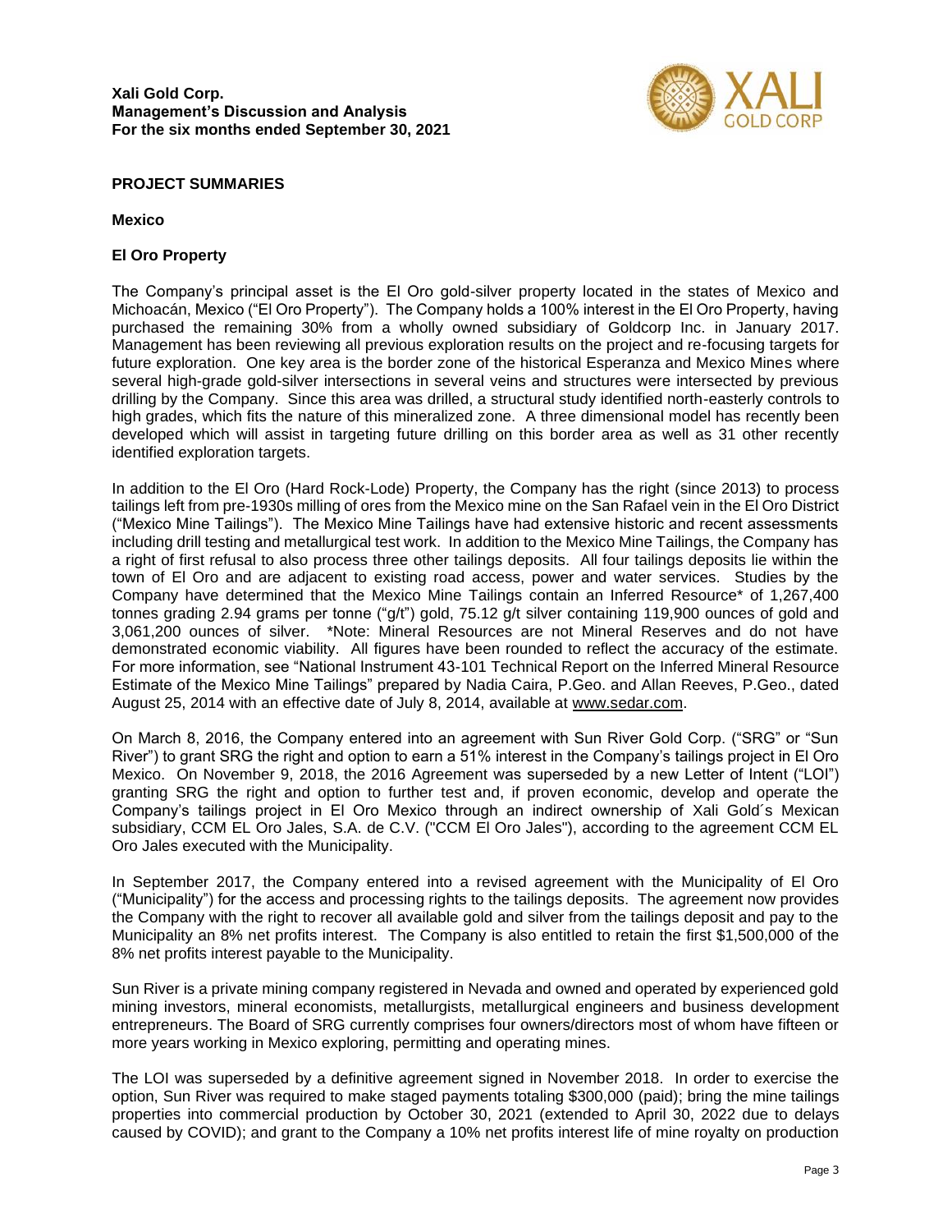## PROJECT SUMMARIES

### Mexico

### El Oro Property

The Company's principal asset is the El Oro gold-silver property located in the states of Mexico and Michoacán, Mexico ("El Oro Property"). The Company holds a 100% interest in the El Oro Property, having purchased the remaining 30% from a wholly owned subsidiary of Goldcorp Inc. in January 2017. Management has been reviewing all previous exploration results on the project and re-focusing targets for future exploration. One key area is the border zone of the historical Esperanza and Mexico Mines where several high-grade gold-silver intersections in several veins and structures were intersected by previous drilling by the Company. Since this area was drilled, a structural study identified north-easterly controls to high grades, which fits the nature of this mineralized zone. A three dimensional model has recently been developed which will assist in targeting future drilling on this border area as well as 31 other recently identified exploration targets.

In addition to the El Oro (Hard Rock-Lode) Property, the Company has the right (since 2013) to process tailings left from pre-1930s milling of ores from the Mexico mine on the San Rafael vein in the El Oro District ("Mexico Mine Tailings"). The Mexico Mine Tailings have had extensive historic and recent assessments including drill testing and metallurgical test work. In addition to the Mexico Mine Tailings, the Company has a right of first refusal to also process three other tailings deposits. All four tailings deposits lie within the town of El Oro and are adjacent to existing road access, power and water services. Studies by the Company have determined that the Mexico Mine Tailings contain an Inferred Resource* of 1,267,400 tonnes grading 2.94 grams per tonne ("g/t") gold, 75.12 g/t silver containing 119,900 ounces of gold and 3,061,200 ounces of silver. *Note: Mineral Resources are not Mineral Reserves and do not have demonstrated economic viability. All figures have been rounded to reflect the accuracy of the estimate. For more information, see "National Instrument 43-101 Technical Report on the Inferred Mineral Resource Estimate of the Mexico Mine Tailings" prepared by Nadia Caira, P.Geo. and Allan Reeves, P.Geo., dated August 25, 2014 with an effective date of July 8, 2014, available at www.sedar.com.

On March 8, 2016, the Company entered into an agreement with Sun River Gold Corp. ("SRG" or "Sun River") to grant SRG the right and option to earn a 51% interest in the Company's tailings project in El Oro Mexico. On November 9, 2018, the 2016 Agreement was superseded by a new Letter of Intent ("LOI") granting SRG the right and option to further test and, if proven economic, develop and operate the Company's tailings project in El Oro Mexico through an indirect ownership of Xali Gold´s Mexican subsidiary, CCM EL Oro Jales, S.A. de C.V. ("CCM El Oro Jales"), according to the agreement CCM EL Oro Jales executed with the Municipality.

In September 2017, the Company entered into a revised agreement with the Municipality of El Oro ("Municipality") for the access and processing rights to the tailings deposits. The agreement now provides the Company with the right to recover all available gold and silver from the tailings deposit and pay to the Municipality an 8% net profits interest. The Company is also entitled to retain the first $1,500,000 of the 8% net profits interest payable to the Municipality.

Sun River is a private mining company registered in Nevada and owned and operated by experienced gold mining investors, mineral economists, metallurgists, metallurgical engineers and business development entrepreneurs. The Board of SRG currently comprises four owners/directors most of whom have fifteen or more years working in Mexico exploring, permitting and operating mines.

The LOI was superseded by a definitive agreement signed in November 2018. In order to exercise the option, Sun River was required to make staged payments totaling $300,000 (paid); bring the mine tailings properties into commercial production by October 30, 2021 (extended to April 30, 2022 due to delays caused by COVID); and grant to the Company a 10% net profits interest life of mine royalty on production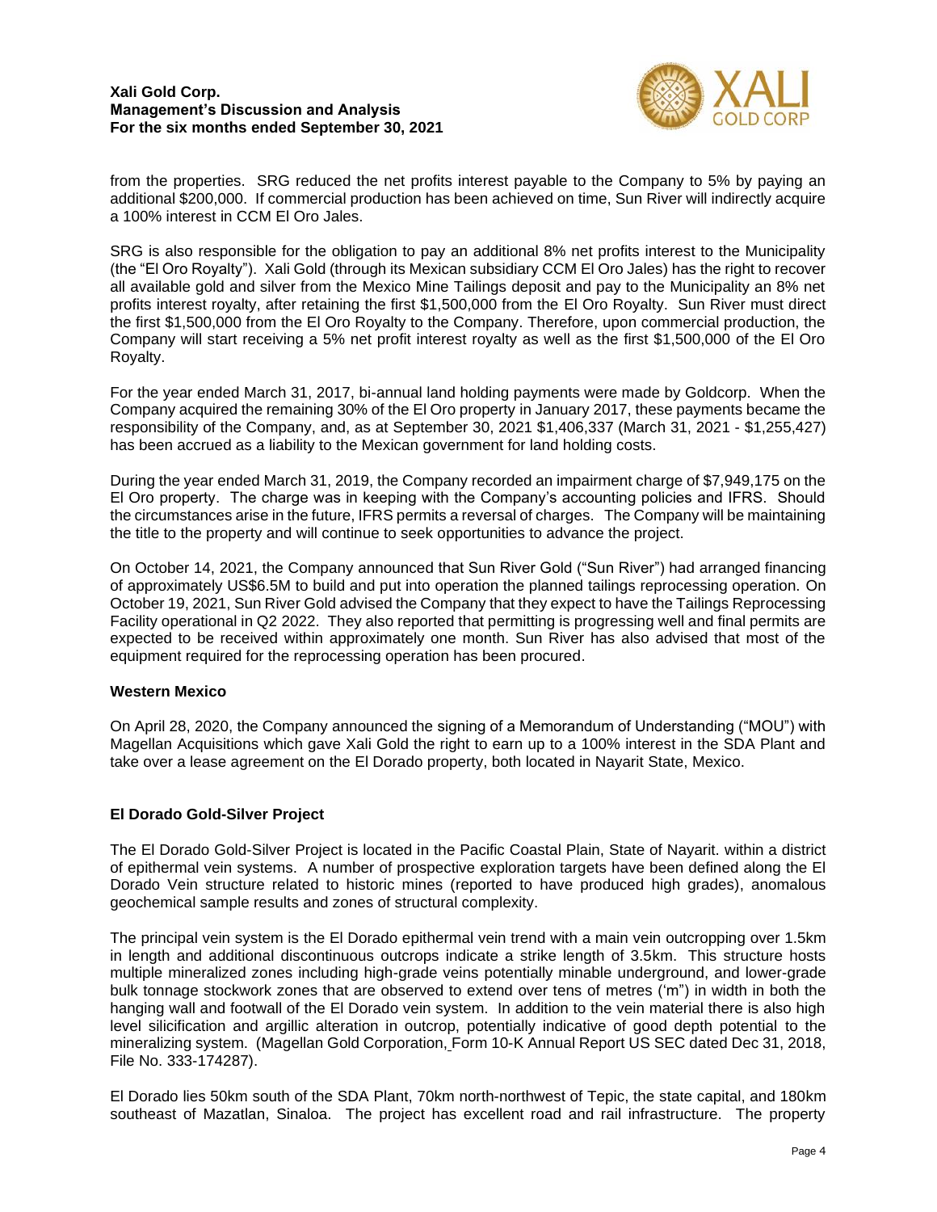from the properties. SRG reduced the net profits interest payable to the Company to 5% by paying an additional $200,000. If commercial production has been achieved on time, Sun River will indirectly acquire a 100% interest in CCM El Oro Jales.

SRG is also responsible for the obligation to pay an additional 8% net profits interest to the Municipality (the "El Oro Royalty"). Xali Gold (through its Mexican subsidiary CCM El Oro Jales) has the right to recover all available gold and silver from the Mexico Mine Tailings deposit and pay to the Municipality an 8% net profits interest royalty, after retaining the first $1,500,000 from the El Oro Royalty. Sun River must direct the first $1,500,000 from the El Oro Royalty to the Company. Therefore, upon commercial production, the Company will start receiving a 5% net profit interest royalty as well as the first $1,500,000 of the El Oro Royalty.

For the year ended March 31, 2017, bi-annual land holding payments were made by Goldcorp. When the Company acquired the remaining 30% of the El Oro property in January 2017, these payments became the responsibility of the Company, and, as at September 30, 2021 $1,406,337 (March 31, 2021 - $1,255,427) has been accrued as a liability to the Mexican government for land holding costs.

During the year ended March 31, 2019, the Company recorded an impairment charge of $7,949,175 on the El Oro property. The charge was in keeping with the Company's accounting policies and IFRS. Should the circumstances arise in the future, IFRS permits a reversal of charges. The Company will be maintaining the title to the property and will continue to seek opportunities to advance the project.

On October 14, 2021, the Company announced that Sun River Gold ("Sun River") had arranged financing of approximately US$6.5M to build and put into operation the planned tailings reprocessing operation. On October 19, 2021, Sun River Gold advised the Company that they expect to have the Tailings Reprocessing Facility operational in Q2 2022. They also reported that permitting is progressing well and final permits are expected to be received within approximately one month. Sun River has also advised that most of the equipment required for the reprocessing operation has been procured.

### Western Mexico

On April 28, 2020, the Company announced the signing of a Memorandum of Understanding ("MOU") with Magellan Acquisitions which gave Xali Gold the right to earn up to a 100% interest in the SDA Plant and take over a lease agreement on the El Dorado property, both located in Nayarit State, Mexico.

### El Dorado Gold-Silver Project

The El Dorado Gold-Silver Project is located in the Pacific Coastal Plain, State of Nayarit. within a district of epithermal vein systems. A number of prospective exploration targets have been defined along the El Dorado Vein structure related to historic mines (reported to have produced high grades), anomalous geochemical sample results and zones of structural complexity.

The principal vein system is the El Dorado epithermal vein trend with a main vein outcropping over 1.5km in length and additional discontinuous outcrops indicate a strike length of 3.5km. This structure hosts multiple mineralized zones including high-grade veins potentially minable underground, and lower-grade bulk tonnage stockwork zones that are observed to extend over tens of metres ('m") in width in both the hanging wall and footwall of the El Dorado vein system. In addition to the vein material there is also high level silicification and argillic alteration in outcrop, potentially indicative of good depth potential to the mineralizing system. (Magellan Gold Corporation, Form 10-K Annual Report US SEC dated Dec 31, 2018, File No. 333-174287).

El Dorado lies 50km south of the SDA Plant, 70km north-northwest of Tepic, the state capital, and 180km southeast of Mazatlan, Sinaloa. The project has excellent road and rail infrastructure. The property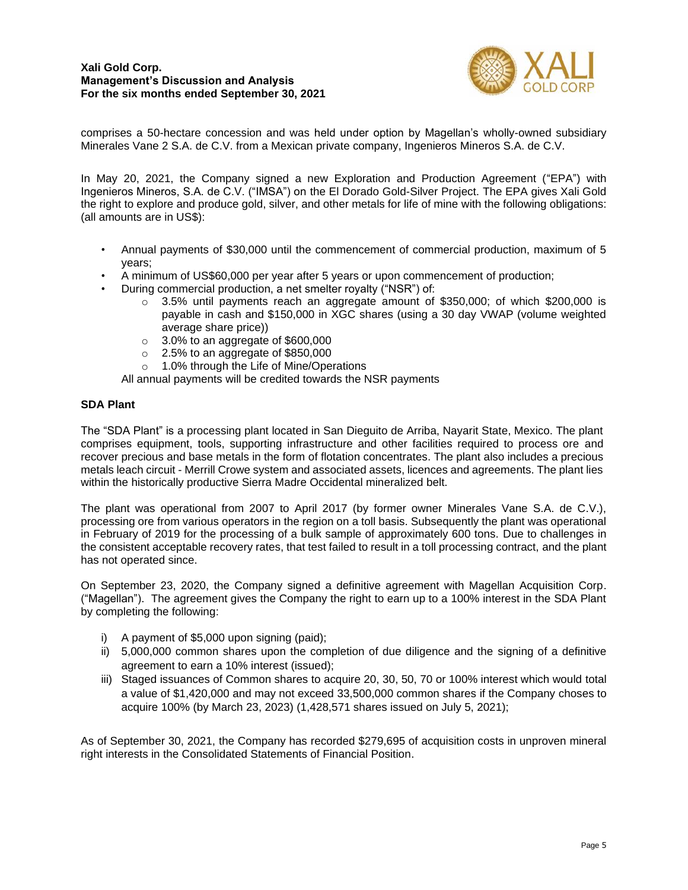comprises a 50-hectare concession and was held under option by Magellan's wholly-owned subsidiary Minerales Vane 2 S.A. de C.V. from a Mexican private company, Ingenieros Mineros S.A. de C.V.

In May 20, 2021, the Company signed a new Exploration and Production Agreement ("EPA") with Ingenieros Mineros, S.A. de C.V. ("IMSA") on the El Dorado Gold-Silver Project. The EPA gives Xali Gold the right to explore and produce gold, silver, and other metals for life of mine with the following obligations: (all amounts are in US$):

- Annual payments of $30,000 until the commencement of commercial production, maximum of 5 years;
- A minimum of US$60,000 per year after 5 years or upon commencement of production;
- During commercial production, a net smelter royalty ("NSR") of:
  - 3.5% until payments reach an aggregate amount of $350,000; of which $200,000 is payable in cash and $150,000 in XGC shares (using a 30 day VWAP (volume weighted average share price))
  - 3.0% to an aggregate of $600,000
  - 2.5% to an aggregate of $850,000
  - 1.0% through the Life of Mine/Operations

  All annual payments will be credited towards the NSR payments

**SDA Plant**

The "SDA Plant" is a processing plant located in San Dieguito de Arriba, Nayarit State, Mexico. The plant comprises equipment, tools, supporting infrastructure and other facilities required to process ore and recover precious and base metals in the form of flotation concentrates. The plant also includes a precious metals leach circuit - Merrill Crowe system and associated assets, licences and agreements. The plant lies within the historically productive Sierra Madre Occidental mineralized belt.

The plant was operational from 2007 to April 2017 (by former owner Minerales Vane S.A. de C.V.), processing ore from various operators in the region on a toll basis. Subsequently the plant was operational in February of 2019 for the processing of a bulk sample of approximately 600 tons. Due to challenges in the consistent acceptable recovery rates, that test failed to result in a toll processing contract, and the plant has not operated since.

On September 23, 2020, the Company signed a definitive agreement with Magellan Acquisition Corp. ("Magellan"). The agreement gives the Company the right to earn up to a 100% interest in the SDA Plant by completing the following:

i) A payment of $5,000 upon signing (paid);
ii) 5,000,000 common shares upon the completion of due diligence and the signing of a definitive agreement to earn a 10% interest (issued);
iii) Staged issuances of Common shares to acquire 20, 30, 50, 70 or 100% interest which would total a value of $1,420,000 and may not exceed 33,500,000 common shares if the Company choses to acquire 100% (by March 23, 2023) (1,428,571 shares issued on July 5, 2021);

As of September 30, 2021, the Company has recorded $279,695 of acquisition costs in unproven mineral right interests in the Consolidated Statements of Financial Position.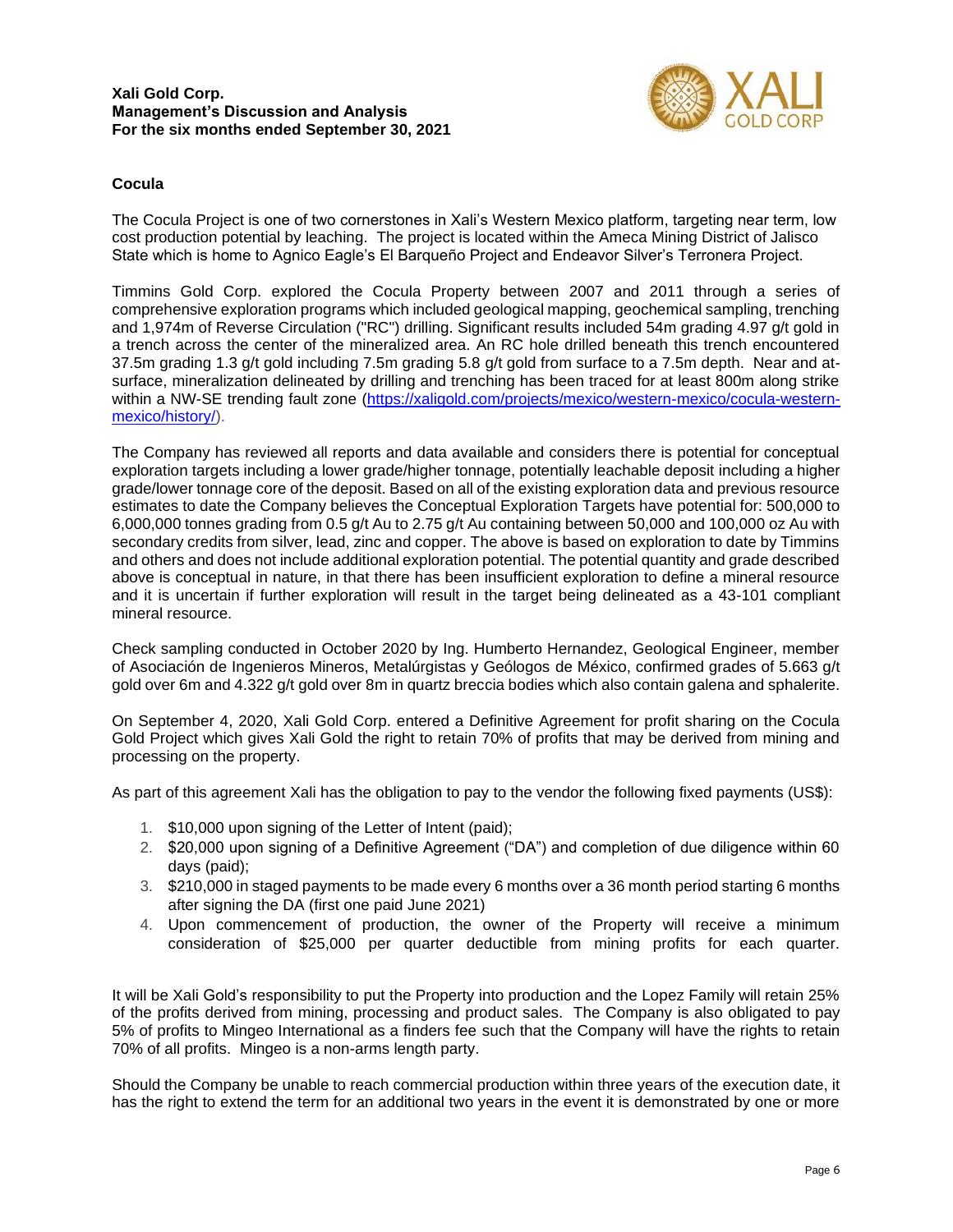## Cocula

The Cocula Project is one of two cornerstones in Xali's Western Mexico platform, targeting near term, low cost production potential by leaching. The project is located within the Ameca Mining District of Jalisco State which is home to Agnico Eagle's El Barqueño Project and Endeavor Silver's Terronera Project.

Timmins Gold Corp. explored the Cocula Property between 2007 and 2011 through a series of comprehensive exploration programs which included geological mapping, geochemical sampling, trenching and 1,974m of Reverse Circulation ("RC") drilling. Significant results included 54m grading 4.97 g/t gold in a trench across the center of the mineralized area. An RC hole drilled beneath this trench encountered 37.5m grading 1.3 g/t gold including 7.5m grading 5.8 g/t gold from surface to a 7.5m depth. Near and at-surface, mineralization delineated by drilling and trenching has been traced for at least 800m along strike within a NW-SE trending fault zone (https://xaligold.com/projects/mexico/western-mexico/cocula-western-mexico/history/).

The Company has reviewed all reports and data available and considers there is potential for conceptual exploration targets including a lower grade/higher tonnage, potentially leachable deposit including a higher grade/lower tonnage core of the deposit. Based on all of the existing exploration data and previous resource estimates to date the Company believes the Conceptual Exploration Targets have potential for: 500,000 to 6,000,000 tonnes grading from 0.5 g/t Au to 2.75 g/t Au containing between 50,000 and 100,000 oz Au with secondary credits from silver, lead, zinc and copper. The above is based on exploration to date by Timmins and others and does not include additional exploration potential. The potential quantity and grade described above is conceptual in nature, in that there has been insufficient exploration to define a mineral resource and it is uncertain if further exploration will result in the target being delineated as a 43-101 compliant mineral resource.

Check sampling conducted in October 2020 by Ing. Humberto Hernandez, Geological Engineer, member of Asociación de Ingenieros Mineros, Metalúrgistas y Geólogos de México, confirmed grades of 5.663 g/t gold over 6m and 4.322 g/t gold over 8m in quartz breccia bodies which also contain galena and sphalerite.

On September 4, 2020, Xali Gold Corp. entered a Definitive Agreement for profit sharing on the Cocula Gold Project which gives Xali Gold the right to retain 70% of profits that may be derived from mining and processing on the property.

As part of this agreement Xali has the obligation to pay to the vendor the following fixed payments (US$):

1. $10,000 upon signing of the Letter of Intent (paid);
2. $20,000 upon signing of a Definitive Agreement ("DA") and completion of due diligence within 60 days (paid);
3. $210,000 in staged payments to be made every 6 months over a 36 month period starting 6 months after signing the DA (first one paid June 2021)
4. Upon commencement of production, the owner of the Property will receive a minimum consideration of $25,000 per quarter deductible from mining profits for each quarter.

It will be Xali Gold's responsibility to put the Property into production and the Lopez Family will retain 25% of the profits derived from mining, processing and product sales. The Company is also obligated to pay 5% of profits to Mingeo International as a finders fee such that the Company will have the rights to retain 70% of all profits. Mingeo is a non-arms length party.

Should the Company be unable to reach commercial production within three years of the execution date, it has the right to extend the term for an additional two years in the event it is demonstrated by one or more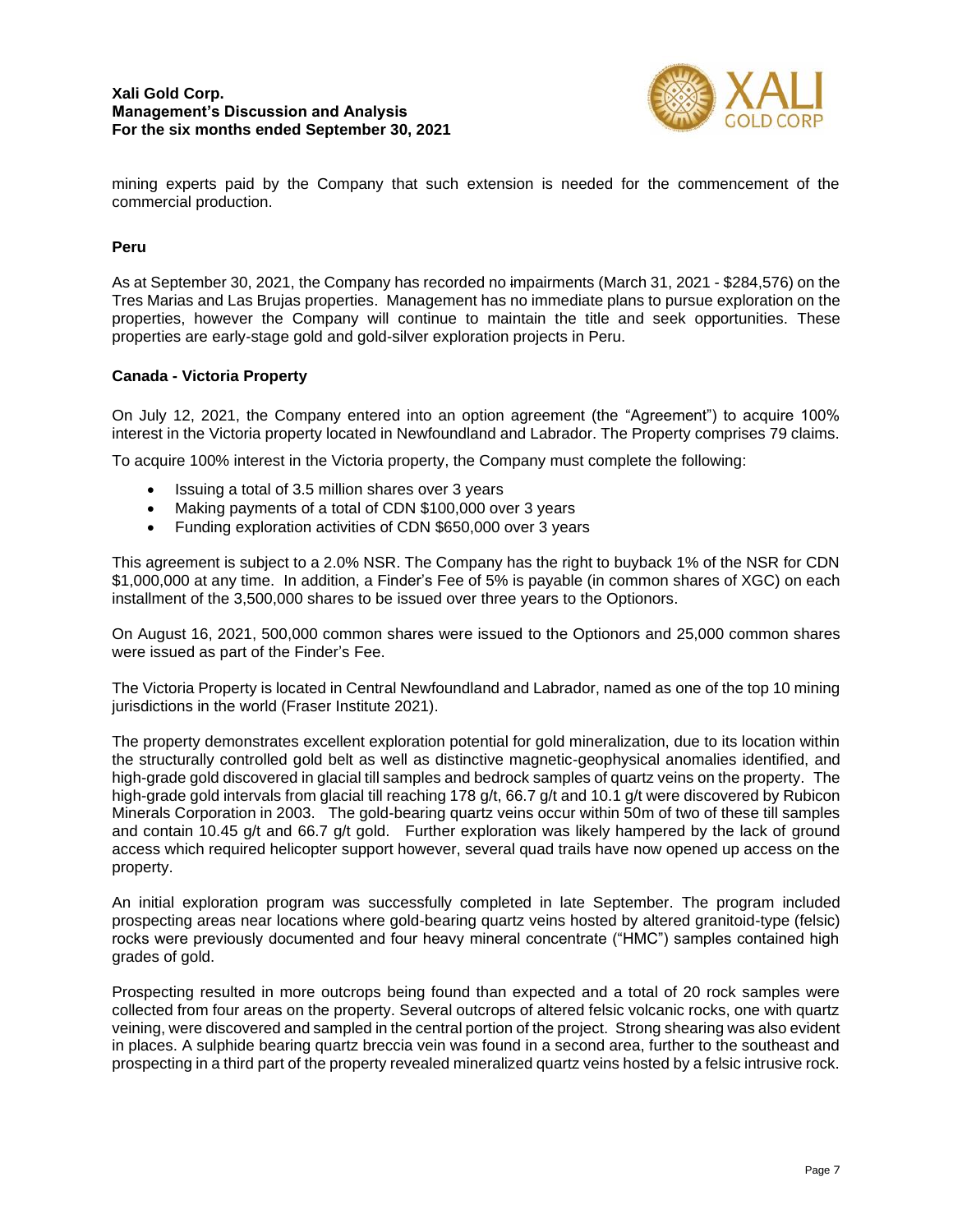mining experts paid by the Company that such extension is needed for the commencement of the commercial production.

### Peru

As at September 30, 2021, the Company has recorded no impairments (March 31, 2021 - $284,576) on the Tres Marias and Las Brujas properties. Management has no immediate plans to pursue exploration on the properties, however the Company will continue to maintain the title and seek opportunities. These properties are early-stage gold and gold-silver exploration projects in Peru.

### Canada - Victoria Property

On July 12, 2021, the Company entered into an option agreement (the "Agreement") to acquire 100% interest in the Victoria property located in Newfoundland and Labrador. The Property comprises 79 claims.

To acquire 100% interest in the Victoria property, the Company must complete the following:

- Issuing a total of 3.5 million shares over 3 years
- Making payments of a total of CDN $100,000 over 3 years
- Funding exploration activities of CDN $650,000 over 3 years

This agreement is subject to a 2.0% NSR. The Company has the right to buyback 1% of the NSR for CDN $1,000,000 at any time. In addition, a Finder's Fee of 5% is payable (in common shares of XGC) on each installment of the 3,500,000 shares to be issued over three years to the Optionors.

On August 16, 2021, 500,000 common shares were issued to the Optionors and 25,000 common shares were issued as part of the Finder's Fee.

The Victoria Property is located in Central Newfoundland and Labrador, named as one of the top 10 mining jurisdictions in the world (Fraser Institute 2021).

The property demonstrates excellent exploration potential for gold mineralization, due to its location within the structurally controlled gold belt as well as distinctive magnetic-geophysical anomalies identified, and high-grade gold discovered in glacial till samples and bedrock samples of quartz veins on the property. The high-grade gold intervals from glacial till reaching 178 g/t, 66.7 g/t and 10.1 g/t were discovered by Rubicon Minerals Corporation in 2003. The gold-bearing quartz veins occur within 50m of two of these till samples and contain 10.45 g/t and 66.7 g/t gold. Further exploration was likely hampered by the lack of ground access which required helicopter support however, several quad trails have now opened up access on the property.

An initial exploration program was successfully completed in late September. The program included prospecting areas near locations where gold-bearing quartz veins hosted by altered granitoid-type (felsic) rocks were previously documented and four heavy mineral concentrate ("HMC") samples contained high grades of gold.

Prospecting resulted in more outcrops being found than expected and a total of 20 rock samples were collected from four areas on the property. Several outcrops of altered felsic volcanic rocks, one with quartz veining, were discovered and sampled in the central portion of the project. Strong shearing was also evident in places. A sulphide bearing quartz breccia vein was found in a second area, further to the southeast and prospecting in a third part of the property revealed mineralized quartz veins hosted by a felsic intrusive rock.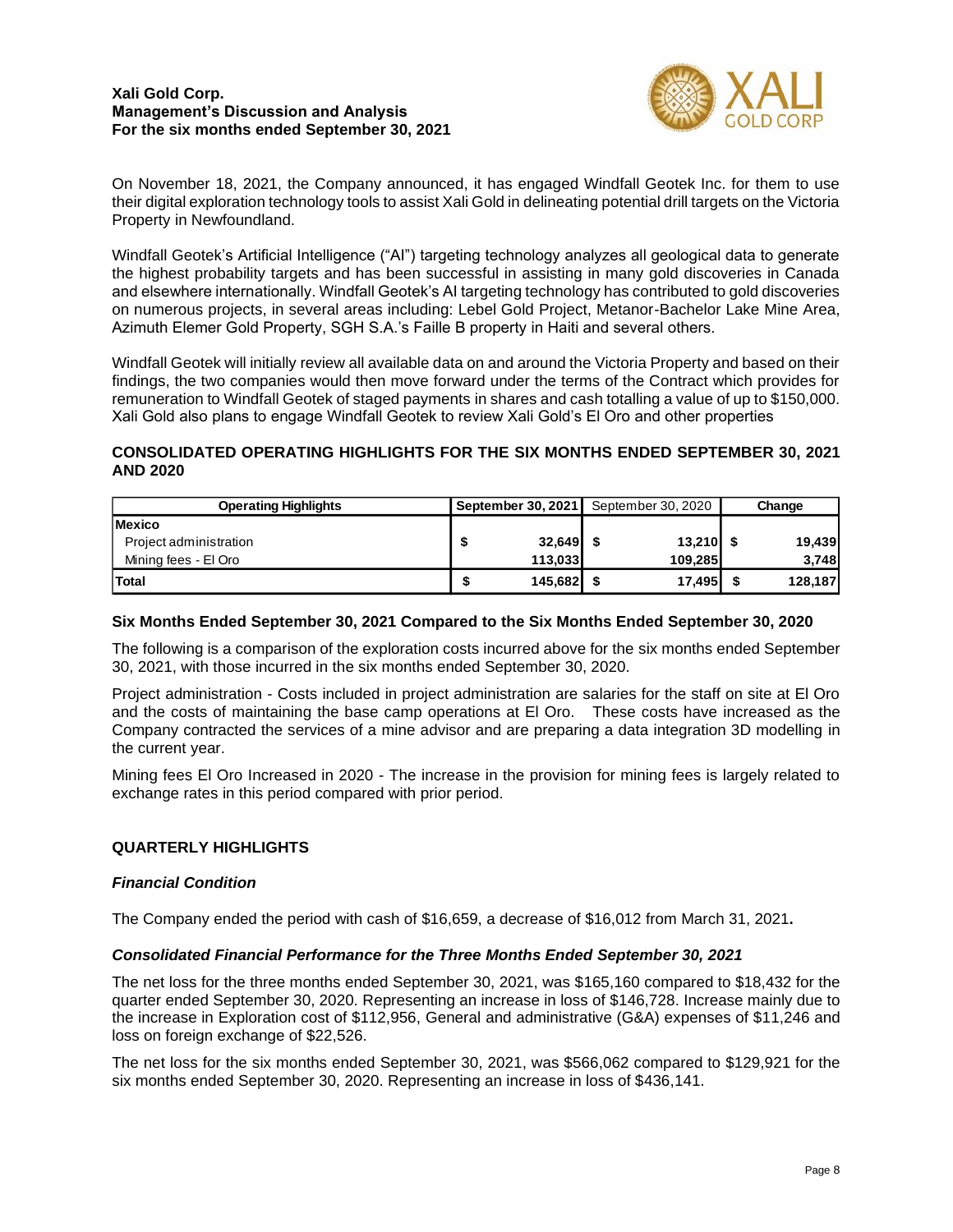On November 18, 2021, the Company announced, it has engaged Windfall Geotek Inc. for them to use their digital exploration technology tools to assist Xali Gold in delineating potential drill targets on the Victoria Property in Newfoundland.

Windfall Geotek's Artificial Intelligence ("AI") targeting technology analyzes all geological data to generate the highest probability targets and has been successful in assisting in many gold discoveries in Canada and elsewhere internationally. Windfall Geotek's AI targeting technology has contributed to gold discoveries on numerous projects, in several areas including: Lebel Gold Project, Metanor-Bachelor Lake Mine Area, Azimuth Elemer Gold Property, SGH S.A.'s Faille B property in Haiti and several others.

Windfall Geotek will initially review all available data on and around the Victoria Property and based on their findings, the two companies would then move forward under the terms of the Contract which provides for remuneration to Windfall Geotek of staged payments in shares and cash totalling a value of up to $150,000. Xali Gold also plans to engage Windfall Geotek to review Xali Gold's El Oro and other properties

## CONSOLIDATED OPERATING HIGHLIGHTS FOR THE SIX MONTHS ENDED SEPTEMBER 30, 2021 AND 2020

| Operating Highlights | September 30, 2021 | September 30, 2020 | Change |
|---|---|---|---|
| **Mexico** | | | |
| Project administration | $ **32,649** | $ **13,210** | $ **19,439** |
| Mining fees - El Oro | **113,033** | **109,285** | **3,748** |
| **Total** | $ **145,682** | $ **17,495** | $ **128,187** |

### Six Months Ended September 30, 2021 Compared to the Six Months Ended September 30, 2020

The following is a comparison of the exploration costs incurred above for the six months ended September 30, 2021, with those incurred in the six months ended September 30, 2020.

Project administration - Costs included in project administration are salaries for the staff on site at El Oro and the costs of maintaining the base camp operations at El Oro. These costs have increased as the Company contracted the services of a mine advisor and are preparing a data integration 3D modelling in the current year.

Mining fees El Oro Increased in 2020 - The increase in the provision for mining fees is largely related to exchange rates in this period compared with prior period.

## QUARTERLY HIGHLIGHTS

### *Financial Condition*

The Company ended the period with cash of $16,659, a decrease of $16,012 from March 31, 2021**.**

### *Consolidated Financial Performance for the Three Months Ended September 30, 2021*

The net loss for the three months ended September 30, 2021, was $165,160 compared to $18,432 for the quarter ended September 30, 2020. Representing an increase in loss of $146,728. Increase mainly due to the increase in Exploration cost of $112,956, General and administrative (G&A) expenses of $11,246 and loss on foreign exchange of $22,526.

The net loss for the six months ended September 30, 2021, was $566,062 compared to $129,921 for the six months ended September 30, 2020. Representing an increase in loss of $436,141.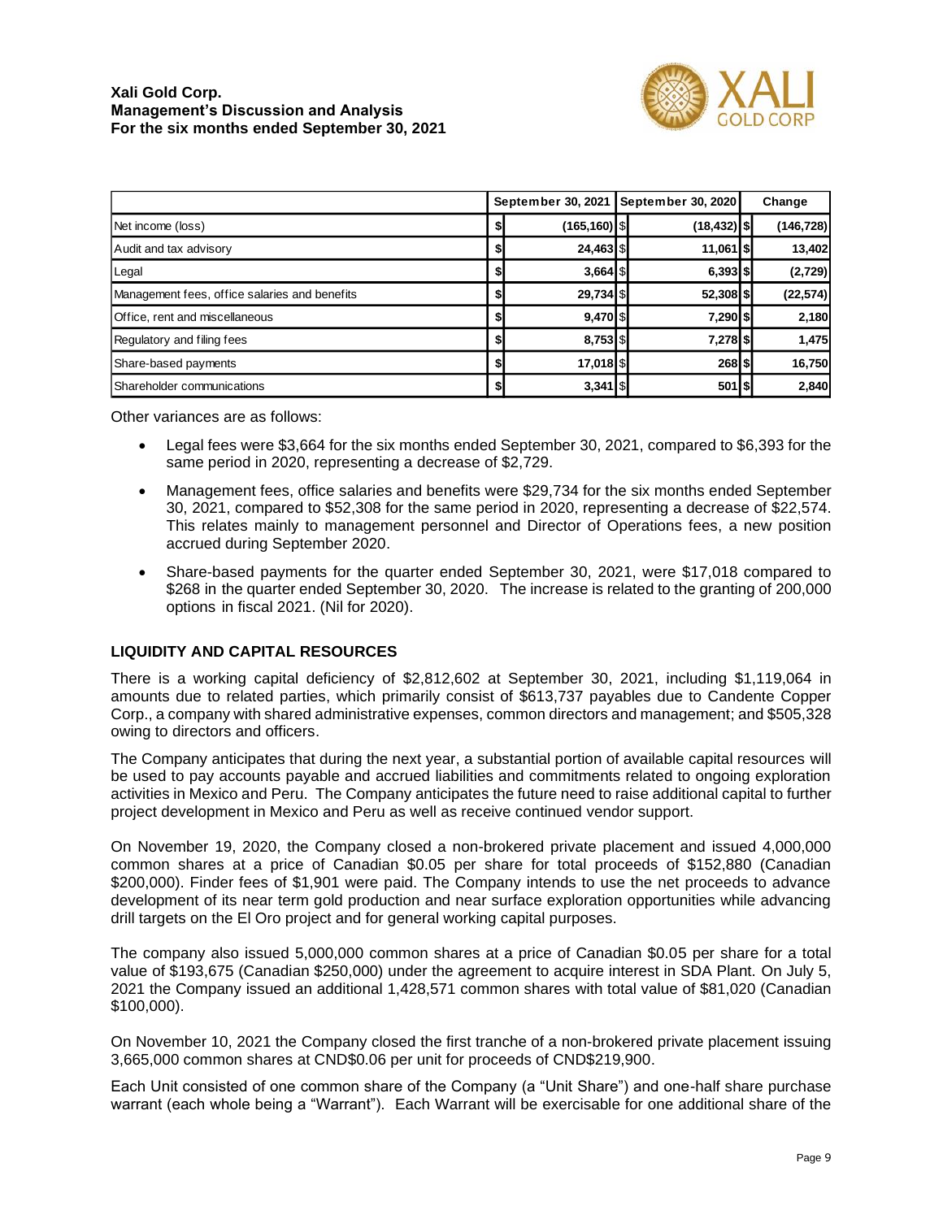| | September 30, 2021 | September 30, 2020 | Change |
|---|---|---|---|
| Net income (loss) | $ (165,160) | $ (18,432) | $ (146,728) |
| Audit and tax advisory | $ 24,463 | $ 11,061 | $ 13,402 |
| Legal | $ 3,664 | $ 6,393 | $ (2,729) |
| Management fees, office salaries and benefits | $ 29,734 | $ 52,308 | $ (22,574) |
| Office, rent and miscellaneous | $ 9,470 | $ 7,290 | $ 2,180 |
| Regulatory and filing fees | $ 8,753 | $ 7,278 | $ 1,475 |
| Share-based payments | $ 17,018 | $ 268 | $ 16,750 |
| Shareholder communications | $ 3,341 | $ 501 | $ 2,840 |

Other variances are as follows:

- Legal fees were $3,664 for the six months ended September 30, 2021, compared to $6,393 for the same period in 2020, representing a decrease of $2,729.
- Management fees, office salaries and benefits were $29,734 for the six months ended September 30, 2021, compared to $52,308 for the same period in 2020, representing a decrease of $22,574. This relates mainly to management personnel and Director of Operations fees, a new position accrued during September 2020.
- Share-based payments for the quarter ended September 30, 2021, were $17,018 compared to $268 in the quarter ended September 30, 2020. The increase is related to the granting of 200,000 options in fiscal 2021. (Nil for 2020).

## LIQUIDITY AND CAPITAL RESOURCES

There is a working capital deficiency of $2,812,602 at September 30, 2021, including $1,119,064 in amounts due to related parties, which primarily consist of $613,737 payables due to Candente Copper Corp., a company with shared administrative expenses, common directors and management; and $505,328 owing to directors and officers.

The Company anticipates that during the next year, a substantial portion of available capital resources will be used to pay accounts payable and accrued liabilities and commitments related to ongoing exploration activities in Mexico and Peru. The Company anticipates the future need to raise additional capital to further project development in Mexico and Peru as well as receive continued vendor support.

On November 19, 2020, the Company closed a non-brokered private placement and issued 4,000,000 common shares at a price of Canadian $0.05 per share for total proceeds of $152,880 (Canadian $200,000). Finder fees of $1,901 were paid. The Company intends to use the net proceeds to advance development of its near term gold production and near surface exploration opportunities while advancing drill targets on the El Oro project and for general working capital purposes.

The company also issued 5,000,000 common shares at a price of Canadian $0.05 per share for a total value of $193,675 (Canadian $250,000) under the agreement to acquire interest in SDA Plant. On July 5, 2021 the Company issued an additional 1,428,571 common shares with total value of $81,020 (Canadian $100,000).

On November 10, 2021 the Company closed the first tranche of a non-brokered private placement issuing 3,665,000 common shares at CND$0.06 per unit for proceeds of CND$219,900.

Each Unit consisted of one common share of the Company (a "Unit Share") and one-half share purchase warrant (each whole being a "Warrant"). Each Warrant will be exercisable for one additional share of the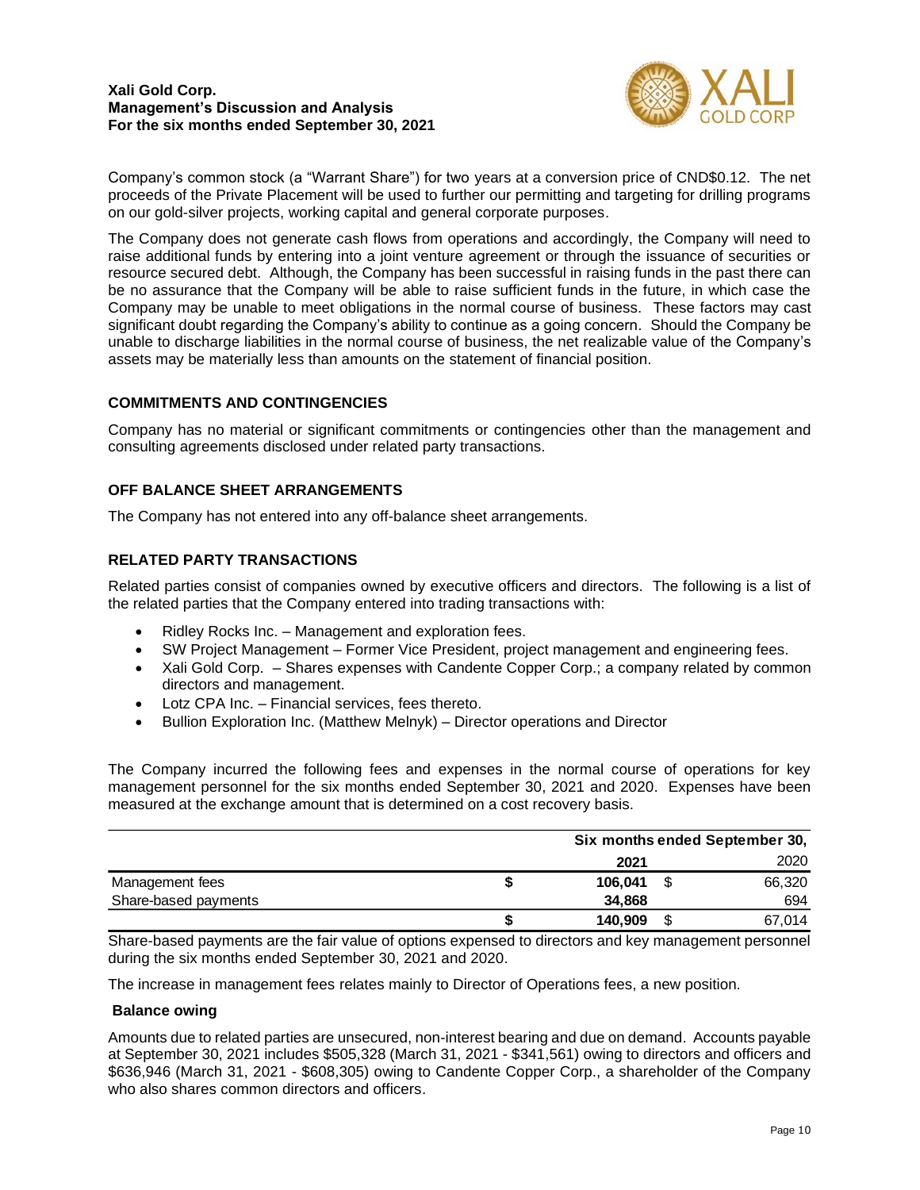Company's common stock (a "Warrant Share") for two years at a conversion price of CND$0.12. The net proceeds of the Private Placement will be used to further our permitting and targeting for drilling programs on our gold-silver projects, working capital and general corporate purposes.

The Company does not generate cash flows from operations and accordingly, the Company will need to raise additional funds by entering into a joint venture agreement or through the issuance of securities or resource secured debt. Although, the Company has been successful in raising funds in the past there can be no assurance that the Company will be able to raise sufficient funds in the future, in which case the Company may be unable to meet obligations in the normal course of business. These factors may cast significant doubt regarding the Company's ability to continue as a going concern. Should the Company be unable to discharge liabilities in the normal course of business, the net realizable value of the Company's assets may be materially less than amounts on the statement of financial position.

## COMMITMENTS AND CONTINGENCIES

Company has no material or significant commitments or contingencies other than the management and consulting agreements disclosed under related party transactions.

## OFF BALANCE SHEET ARRANGEMENTS

The Company has not entered into any off-balance sheet arrangements.

## RELATED PARTY TRANSACTIONS

Related parties consist of companies owned by executive officers and directors. The following is a list of the related parties that the Company entered into trading transactions with:

- Ridley Rocks Inc. – Management and exploration fees.
- SW Project Management – Former Vice President, project management and engineering fees.
- Xali Gold Corp. – Shares expenses with Candente Copper Corp.; a company related by common directors and management.
- Lotz CPA Inc. – Financial services, fees thereto.
- Bullion Exploration Inc. (Matthew Melnyk) – Director operations and Director

The Company incurred the following fees and expenses in the normal course of operations for key management personnel for the six months ended September 30, 2021 and 2020. Expenses have been measured at the exchange amount that is determined on a cost recovery basis.

| | Six months ended September 30, | |
|---|---|---|
| | **2021** | 2020 |
| Management fees | **$ 106,041** | $ 66,320 |
| Share-based payments | **34,868** | 694 |
| | **$ 140,909** | $ 67,014 |

Share-based payments are the fair value of options expensed to directors and key management personnel during the six months ended September 30, 2021 and 2020.

The increase in management fees relates mainly to Director of Operations fees, a new position.

**Balance owing**

Amounts due to related parties are unsecured, non-interest bearing and due on demand. Accounts payable at September 30, 2021 includes $505,328 (March 31, 2021 - $341,561) owing to directors and officers and $636,946 (March 31, 2021 - $608,305) owing to Candente Copper Corp., a shareholder of the Company who also shares common directors and officers.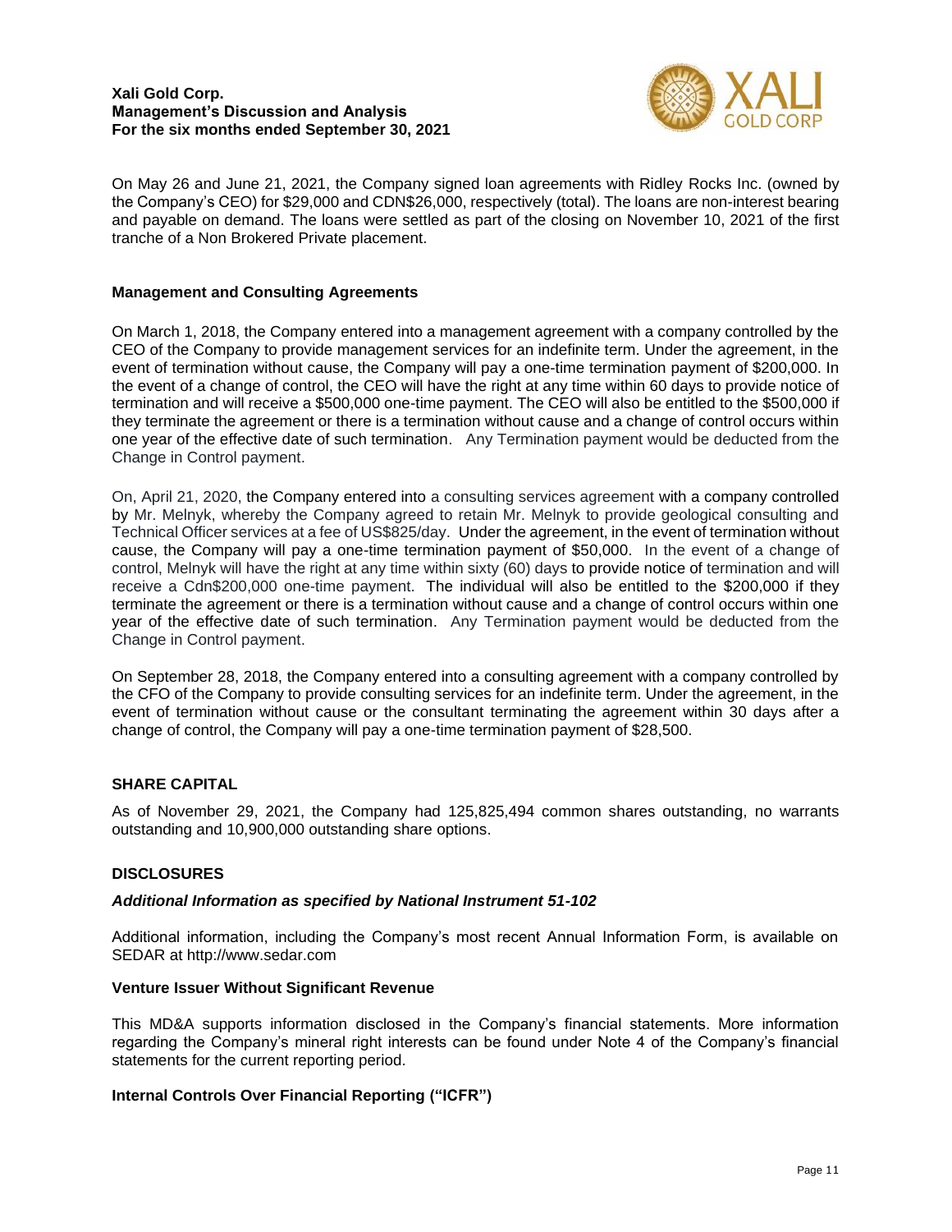On May 26 and June 21, 2021, the Company signed loan agreements with Ridley Rocks Inc. (owned by the Company's CEO) for $29,000 and CDN$26,000, respectively (total). The loans are non-interest bearing and payable on demand. The loans were settled as part of the closing on November 10, 2021 of the first tranche of a Non Brokered Private placement.

### Management and Consulting Agreements

On March 1, 2018, the Company entered into a management agreement with a company controlled by the CEO of the Company to provide management services for an indefinite term. Under the agreement, in the event of termination without cause, the Company will pay a one-time termination payment of $200,000. In the event of a change of control, the CEO will have the right at any time within 60 days to provide notice of termination and will receive a $500,000 one-time payment. The CEO will also be entitled to the $500,000 if they terminate the agreement or there is a termination without cause and a change of control occurs within one year of the effective date of such termination. Any Termination payment would be deducted from the Change in Control payment.

On, April 21, 2020, the Company entered into a consulting services agreement with a company controlled by Mr. Melnyk, whereby the Company agreed to retain Mr. Melnyk to provide geological consulting and Technical Officer services at a fee of US$825/day. Under the agreement, in the event of termination without cause, the Company will pay a one-time termination payment of $50,000. In the event of a change of control, Melnyk will have the right at any time within sixty (60) days to provide notice of termination and will receive a Cdn$200,000 one-time payment. The individual will also be entitled to the $200,000 if they terminate the agreement or there is a termination without cause and a change of control occurs within one year of the effective date of such termination. Any Termination payment would be deducted from the Change in Control payment.

On September 28, 2018, the Company entered into a consulting agreement with a company controlled by the CFO of the Company to provide consulting services for an indefinite term. Under the agreement, in the event of termination without cause or the consultant terminating the agreement within 30 days after a change of control, the Company will pay a one-time termination payment of $28,500.

## SHARE CAPITAL

As of November 29, 2021, the Company had 125,825,494 common shares outstanding, no warrants outstanding and 10,900,000 outstanding share options.

## DISCLOSURES

### *Additional Information as specified by National Instrument 51-102*

Additional information, including the Company's most recent Annual Information Form, is available on SEDAR at http://www.sedar.com

### Venture Issuer Without Significant Revenue

This MD&A supports information disclosed in the Company's financial statements. More information regarding the Company's mineral right interests can be found under Note 4 of the Company's financial statements for the current reporting period.

### Internal Controls Over Financial Reporting ("ICFR")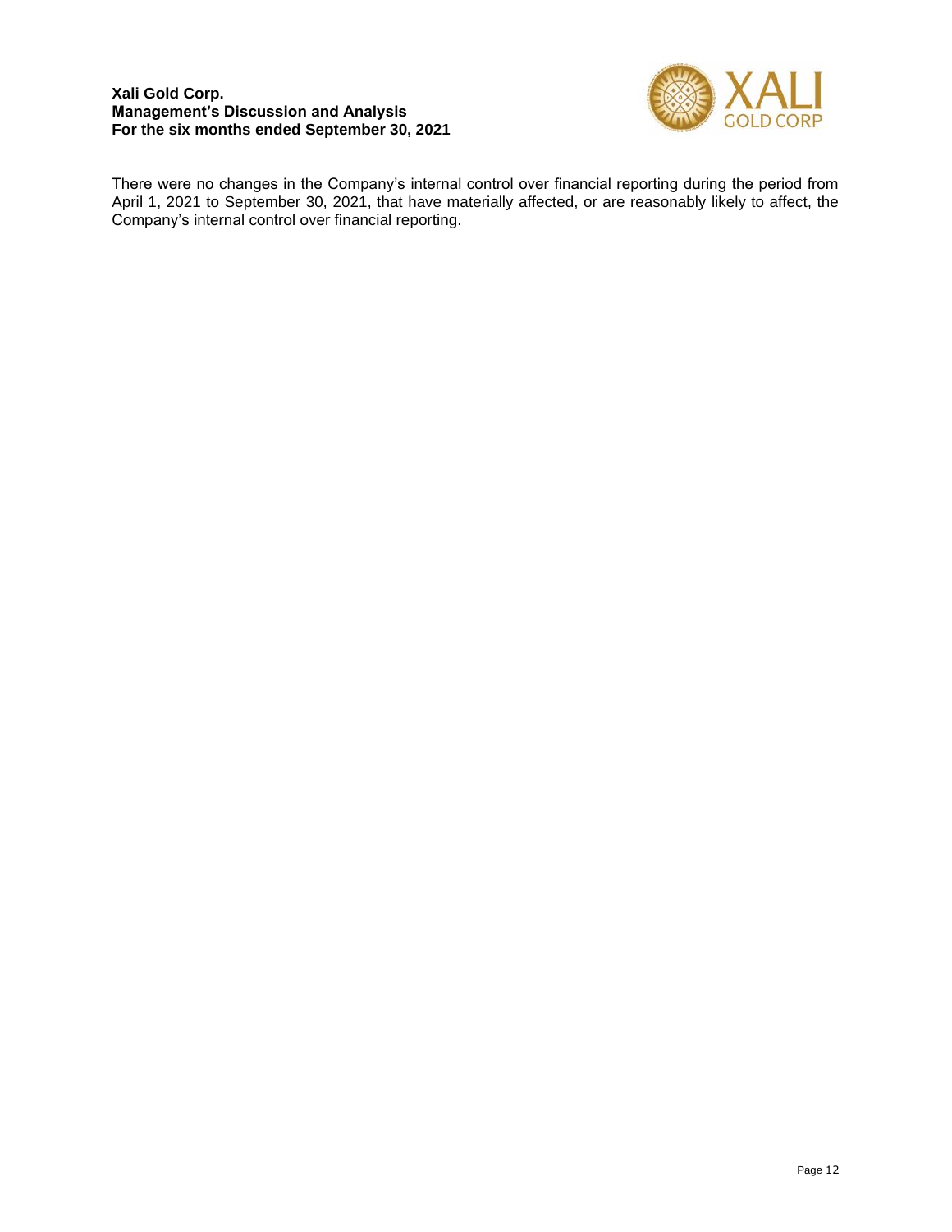There were no changes in the Company's internal control over financial reporting during the period from April 1, 2021 to September 30, 2021, that have materially affected, or are reasonably likely to affect, the Company's internal control over financial reporting.